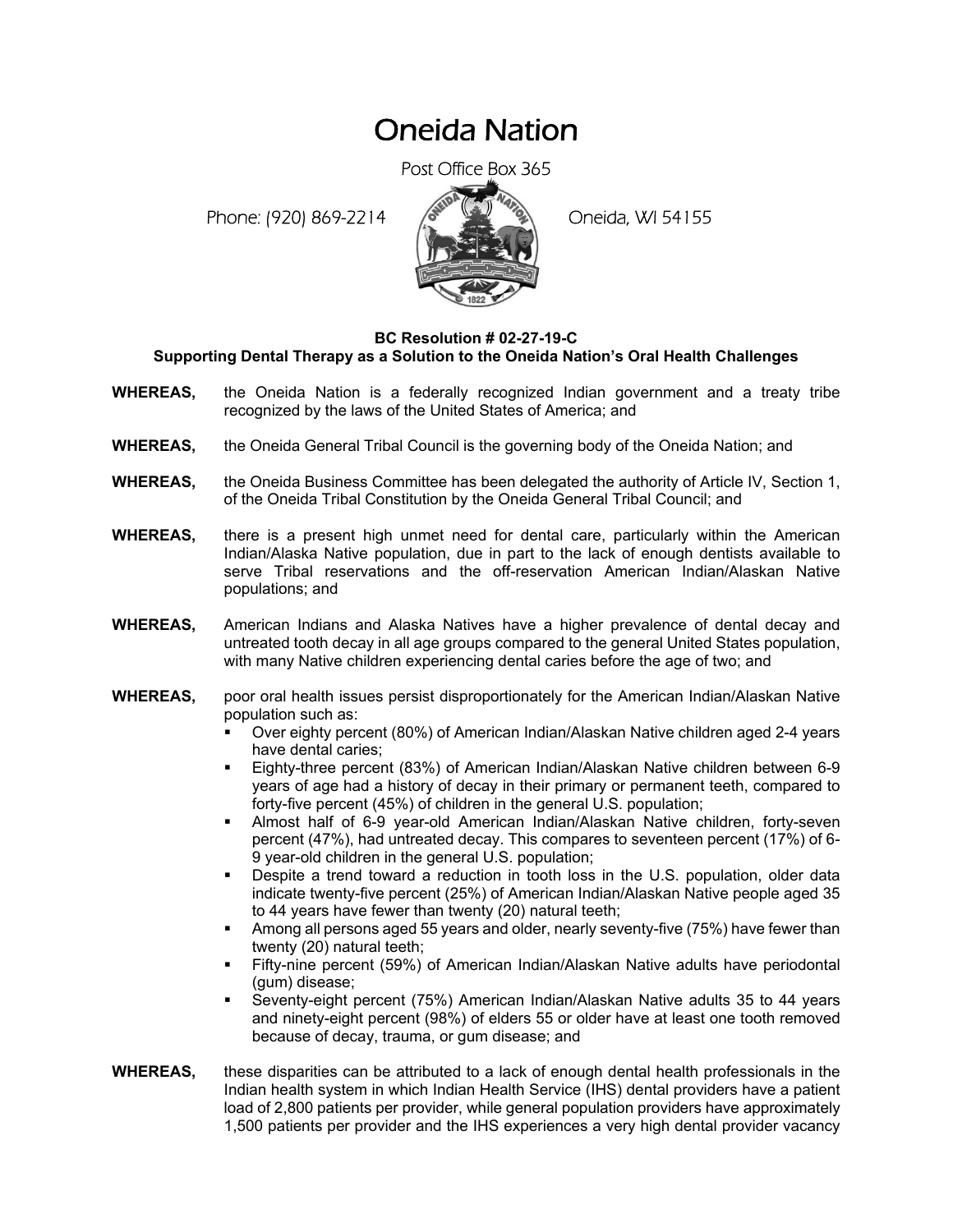# Oneida Nation

Post Office Box 365

Phone: (920) 869-2214 Oneida, WI 54155

**BC Resolution # 02-27-19-C**
**Supporting Dental Therapy as a Solution to the Oneida Nation's Oral Health Challenges**

**WHEREAS,** the Oneida Nation is a federally recognized Indian government and a treaty tribe recognized by the laws of the United States of America; and

**WHEREAS,** the Oneida General Tribal Council is the governing body of the Oneida Nation; and

**WHEREAS,** the Oneida Business Committee has been delegated the authority of Article IV, Section 1, of the Oneida Tribal Constitution by the Oneida General Tribal Council; and

**WHEREAS,** there is a present high unmet need for dental care, particularly within the American Indian/Alaska Native population, due in part to the lack of enough dentists available to serve Tribal reservations and the off-reservation American Indian/Alaskan Native populations; and

**WHEREAS,** American Indians and Alaska Natives have a higher prevalence of dental decay and untreated tooth decay in all age groups compared to the general United States population, with many Native children experiencing dental caries before the age of two; and

**WHEREAS,** poor oral health issues persist disproportionately for the American Indian/Alaskan Native population such as:

- Over eighty percent (80%) of American Indian/Alaskan Native children aged 2-4 years have dental caries;
- Eighty-three percent (83%) of American Indian/Alaskan Native children between 6-9 years of age had a history of decay in their primary or permanent teeth, compared to forty-five percent (45%) of children in the general U.S. population;
- Almost half of 6-9 year-old American Indian/Alaskan Native children, forty-seven percent (47%), had untreated decay. This compares to seventeen percent (17%) of 6-9 year-old children in the general U.S. population;
- Despite a trend toward a reduction in tooth loss in the U.S. population, older data indicate twenty-five percent (25%) of American Indian/Alaskan Native people aged 35 to 44 years have fewer than twenty (20) natural teeth;
- Among all persons aged 55 years and older, nearly seventy-five (75%) have fewer than twenty (20) natural teeth;
- Fifty-nine percent (59%) of American Indian/Alaskan Native adults have periodontal (gum) disease;
- Seventy-eight percent (75%) American Indian/Alaskan Native adults 35 to 44 years and ninety-eight percent (98%) of elders 55 or older have at least one tooth removed because of decay, trauma, or gum disease; and

**WHEREAS,** these disparities can be attributed to a lack of enough dental health professionals in the Indian health system in which Indian Health Service (IHS) dental providers have a patient load of 2,800 patients per provider, while general population providers have approximately 1,500 patients per provider and the IHS experiences a very high dental provider vacancy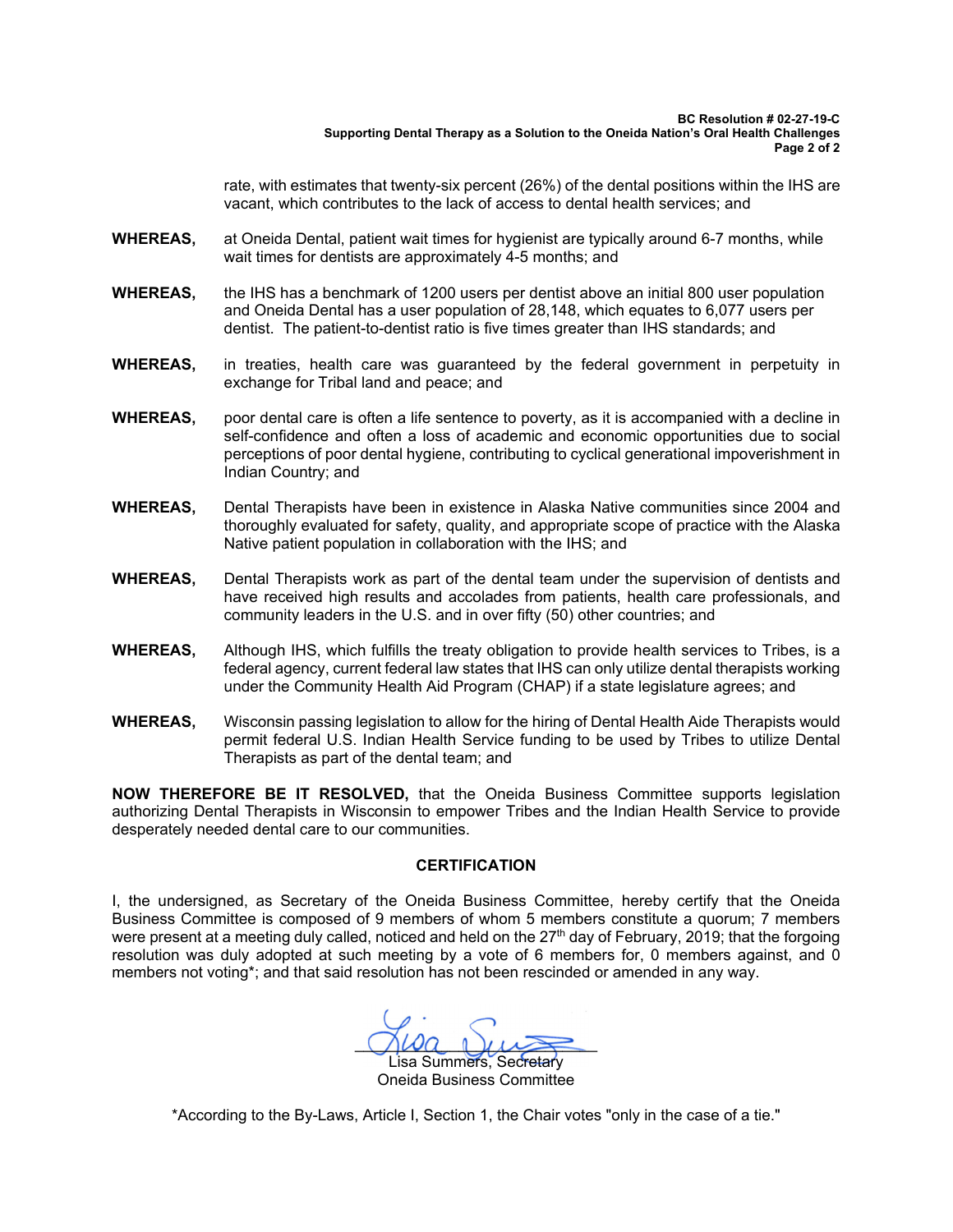rate, with estimates that twenty-six percent (26%) of the dental positions within the IHS are vacant, which contributes to the lack of access to dental health services; and

**WHEREAS,** at Oneida Dental, patient wait times for hygienist are typically around 6-7 months, while wait times for dentists are approximately 4-5 months; and

**WHEREAS,** the IHS has a benchmark of 1200 users per dentist above an initial 800 user population and Oneida Dental has a user population of 28,148, which equates to 6,077 users per dentist. The patient-to-dentist ratio is five times greater than IHS standards; and

**WHEREAS,** in treaties, health care was guaranteed by the federal government in perpetuity in exchange for Tribal land and peace; and

**WHEREAS,** poor dental care is often a life sentence to poverty, as it is accompanied with a decline in self-confidence and often a loss of academic and economic opportunities due to social perceptions of poor dental hygiene, contributing to cyclical generational impoverishment in Indian Country; and

**WHEREAS,** Dental Therapists have been in existence in Alaska Native communities since 2004 and thoroughly evaluated for safety, quality, and appropriate scope of practice with the Alaska Native patient population in collaboration with the IHS; and

**WHEREAS,** Dental Therapists work as part of the dental team under the supervision of dentists and have received high results and accolades from patients, health care professionals, and community leaders in the U.S. and in over fifty (50) other countries; and

**WHEREAS,** Although IHS, which fulfills the treaty obligation to provide health services to Tribes, is a federal agency, current federal law states that IHS can only utilize dental therapists working under the Community Health Aid Program (CHAP) if a state legislature agrees; and

**WHEREAS,** Wisconsin passing legislation to allow for the hiring of Dental Health Aide Therapists would permit federal U.S. Indian Health Service funding to be used by Tribes to utilize Dental Therapists as part of the dental team; and

**NOW THEREFORE BE IT RESOLVED,** that the Oneida Business Committee supports legislation authorizing Dental Therapists in Wisconsin to empower Tribes and the Indian Health Service to provide desperately needed dental care to our communities.

## CERTIFICATION

I, the undersigned, as Secretary of the Oneida Business Committee, hereby certify that the Oneida Business Committee is composed of 9 members of whom 5 members constitute a quorum; 7 members were present at a meeting duly called, noticed and held on the 27th day of February, 2019; that the forgoing resolution was duly adopted at such meeting by a vote of 6 members for, 0 members against, and 0 members not voting*; and that said resolution has not been rescinded or amended in any way.

Lisa Summers, Secretary
Oneida Business Committee

*According to the By-Laws, Article I, Section 1, the Chair votes "only in the case of a tie."